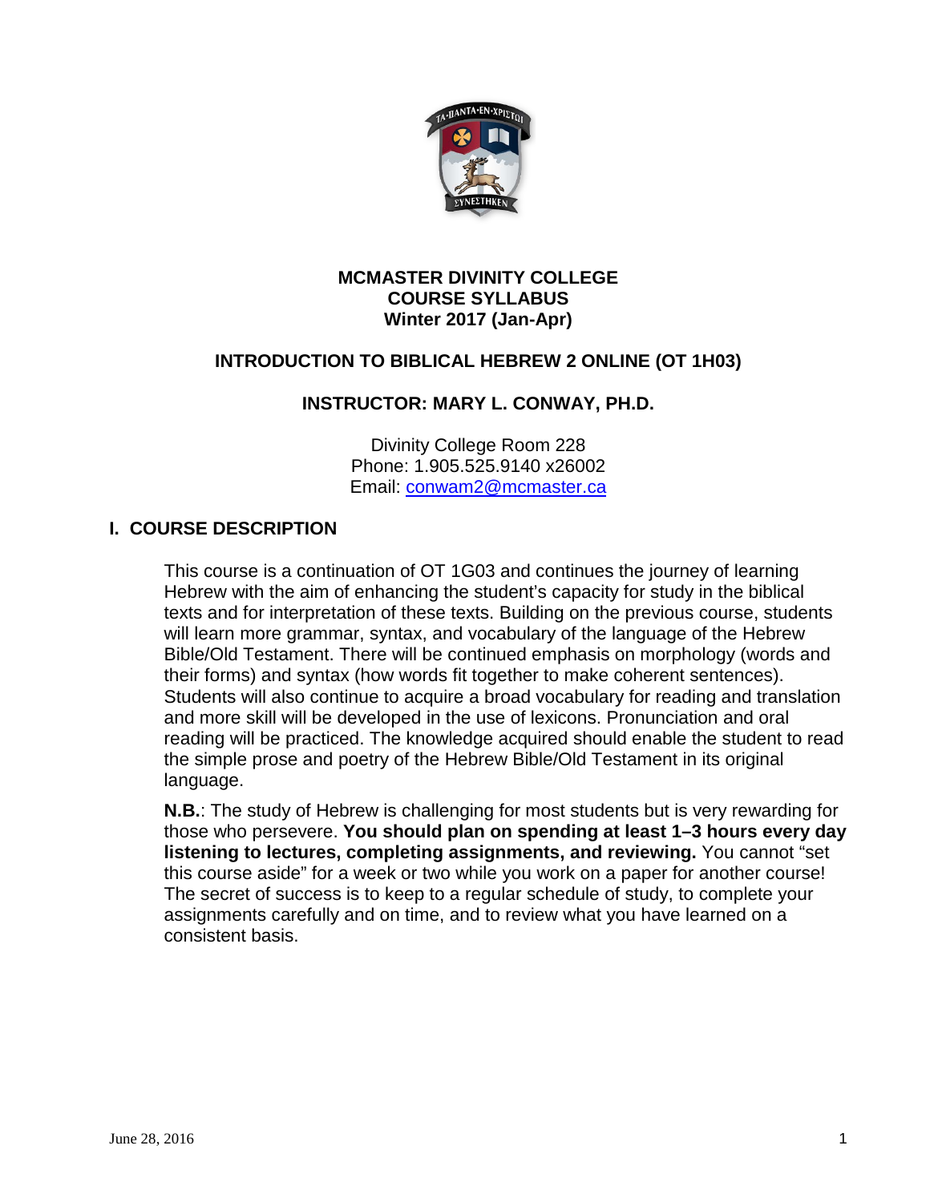**MCMASTER DIVINITY COLLEGE**
**COURSE SYLLABUS**
**Winter 2017 (Jan-Apr)**

# INTRODUCTION TO BIBLICAL HEBREW 2 ONLINE (OT 1H03)

## INSTRUCTOR: MARY L. CONWAY, PH.D.

Divinity College Room 228
Phone: 1.905.525.9140 x26002
Email: conwam2@mcmaster.ca

## I. COURSE DESCRIPTION

This course is a continuation of OT 1G03 and continues the journey of learning Hebrew with the aim of enhancing the student's capacity for study in the biblical texts and for interpretation of these texts. Building on the previous course, students will learn more grammar, syntax, and vocabulary of the language of the Hebrew Bible/Old Testament. There will be continued emphasis on morphology (words and their forms) and syntax (how words fit together to make coherent sentences). Students will also continue to acquire a broad vocabulary for reading and translation and more skill will be developed in the use of lexicons. Pronunciation and oral reading will be practiced. The knowledge acquired should enable the student to read the simple prose and poetry of the Hebrew Bible/Old Testament in its original language.

**N.B.**: The study of Hebrew is challenging for most students but is very rewarding for those who persevere. **You should plan on spending at least 1–3 hours every day listening to lectures, completing assignments, and reviewing.** You cannot "set this course aside" for a week or two while you work on a paper for another course! The secret of success is to keep to a regular schedule of study, to complete your assignments carefully and on time, and to review what you have learned on a consistent basis.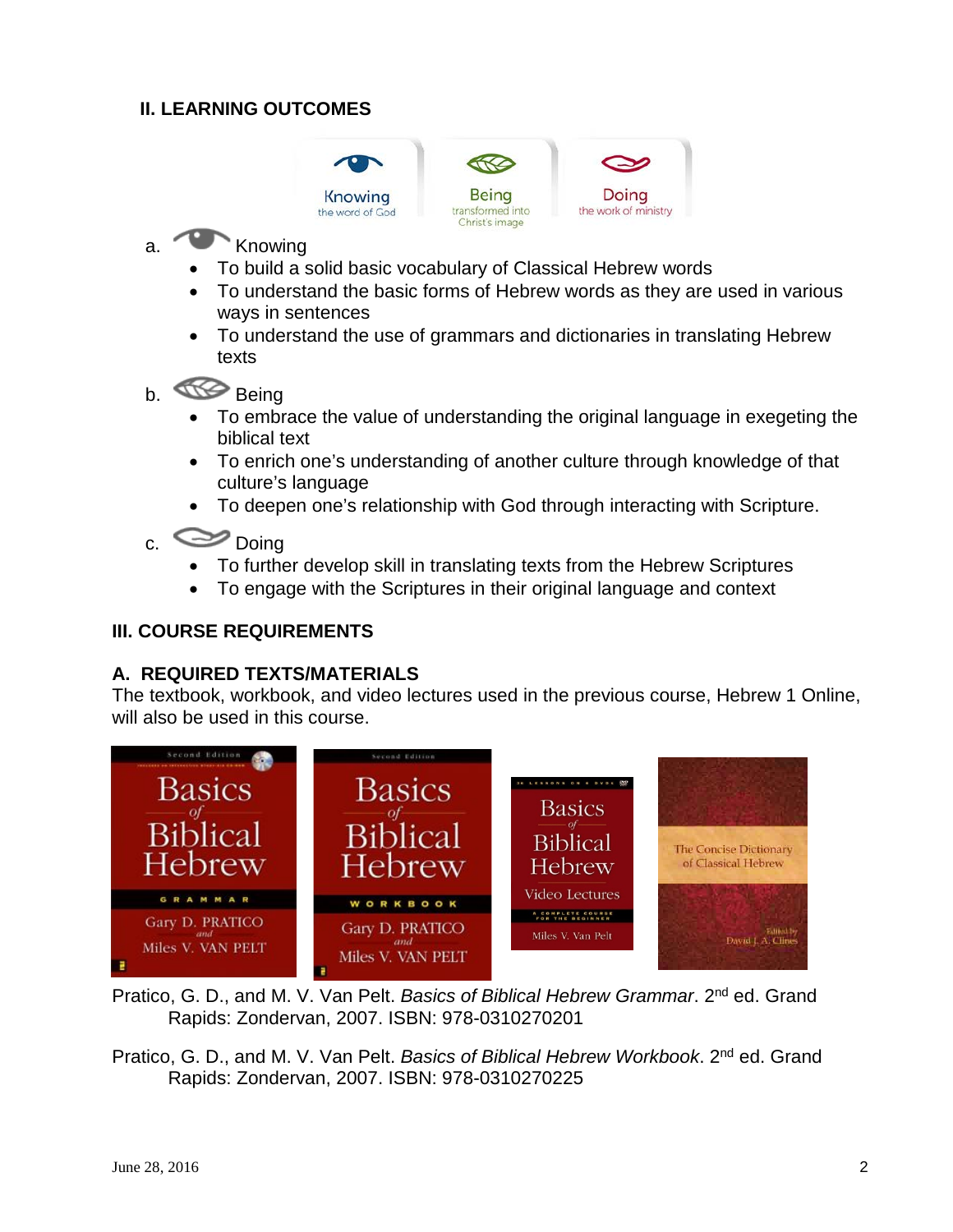## II. LEARNING OUTCOMES

a. Knowing

- To build a solid basic vocabulary of Classical Hebrew words
- To understand the basic forms of Hebrew words as they are used in various ways in sentences
- To understand the use of grammars and dictionaries in translating Hebrew texts

b. Being

- To embrace the value of understanding the original language in exegeting the biblical text
- To enrich one's understanding of another culture through knowledge of that culture's language
- To deepen one's relationship with God through interacting with Scripture.

c. Doing

- To further develop skill in translating texts from the Hebrew Scriptures
- To engage with the Scriptures in their original language and context

## III. COURSE REQUIREMENTS

### A. REQUIRED TEXTS/MATERIALS

The textbook, workbook, and video lectures used in the previous course, Hebrew 1 Online, will also be used in this course.

Pratico, G. D., and M. V. Van Pelt. *Basics of Biblical Hebrew Grammar*. 2nd ed. Grand Rapids: Zondervan, 2007. ISBN: 978-0310270201

Pratico, G. D., and M. V. Van Pelt. *Basics of Biblical Hebrew Workbook*. 2nd ed. Grand Rapids: Zondervan, 2007. ISBN: 978-0310270225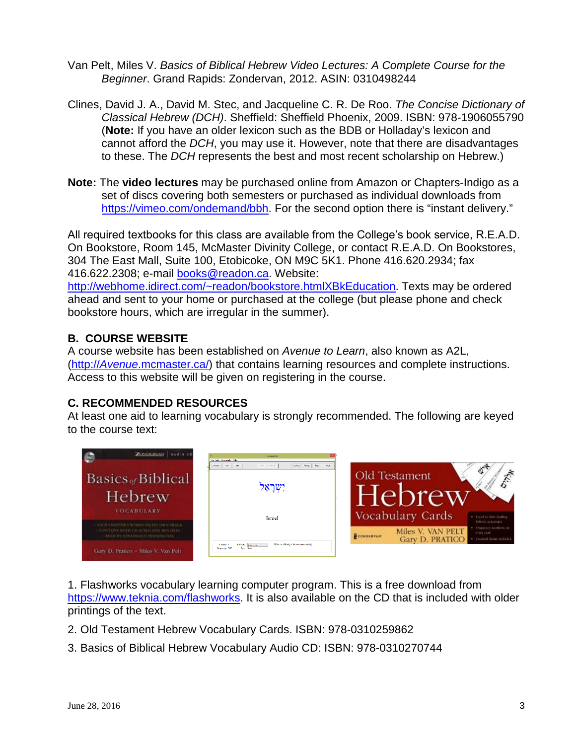Van Pelt, Miles V. *Basics of Biblical Hebrew Video Lectures: A Complete Course for the Beginner*. Grand Rapids: Zondervan, 2012. ASIN: 0310498244

Clines, David J. A., David M. Stec, and Jacqueline C. R. De Roo. *The Concise Dictionary of Classical Hebrew (DCH)*. Sheffield: Sheffield Phoenix, 2009. ISBN: 978-1906055790 (**Note:** If you have an older lexicon such as the BDB or Holladay's lexicon and cannot afford the *DCH*, you may use it. However, note that there are disadvantages to these. The *DCH* represents the best and most recent scholarship on Hebrew.)

**Note:** The **video lectures** may be purchased online from Amazon or Chapters-Indigo as a set of discs covering both semesters or purchased as individual downloads from https://vimeo.com/ondemand/bbh. For the second option there is "instant delivery."

All required textbooks for this class are available from the College's book service, R.E.A.D. On Bookstore, Room 145, McMaster Divinity College, or contact R.E.A.D. On Bookstores, 304 The East Mall, Suite 100, Etobicoke, ON M9C 5K1. Phone 416.620.2934; fax 416.622.2308; e-mail books@readon.ca. Website: http://webhome.idirect.com/~readon/bookstore.htmlXBkEducation. Texts may be ordered ahead and sent to your home or purchased at the college (but please phone and check bookstore hours, which are irregular in the summer).

## B. COURSE WEBSITE

A course website has been established on *Avenue to Learn*, also known as A2L, (http://*Avenue*.mcmaster.ca/) that contains learning resources and complete instructions. Access to this website will be given on registering in the course.

## C. RECOMMENDED RESOURCES

At least one aid to learning vocabulary is strongly recommended. The following are keyed to the course text:

1. Flashworks vocabulary learning computer program. This is a free download from https://www.teknia.com/flashworks. It is also available on the CD that is included with older printings of the text.
2. Old Testament Hebrew Vocabulary Cards. ISBN: 978-0310259862
3. Basics of Biblical Hebrew Vocabulary Audio CD: ISBN: 978-0310270744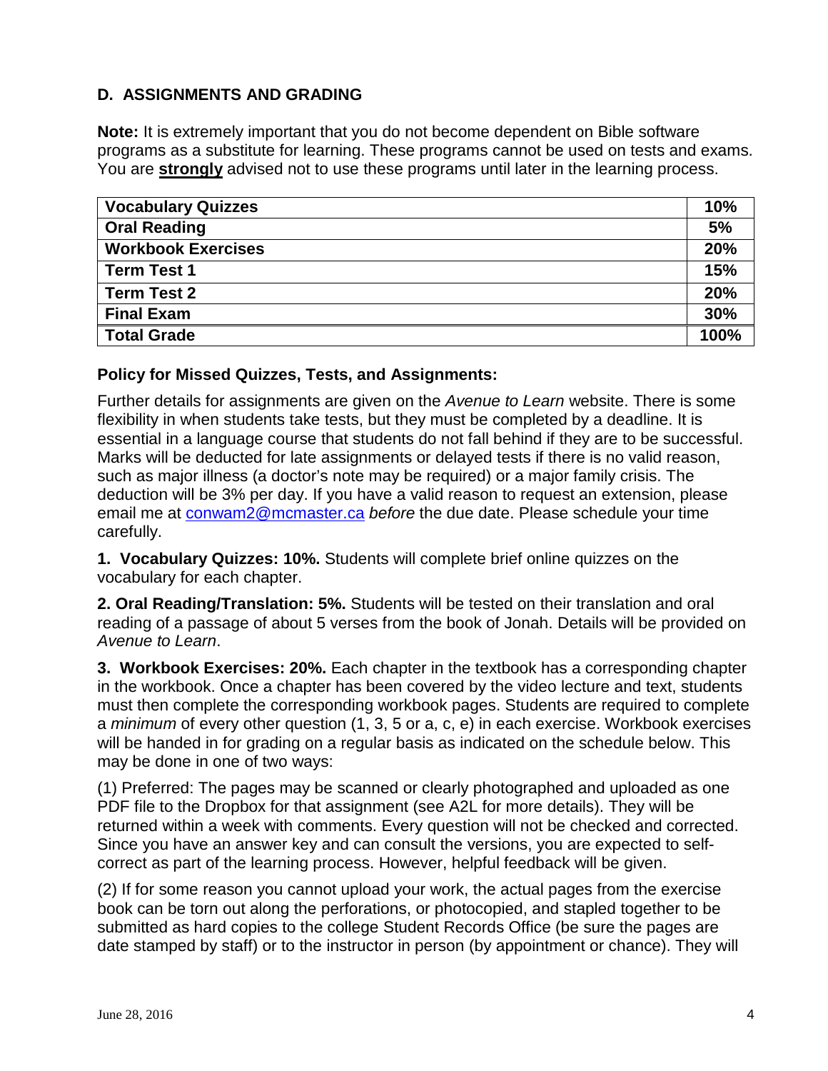## D. ASSIGNMENTS AND GRADING

**Note:** It is extremely important that you do not become dependent on Bible software programs as a substitute for learning. These programs cannot be used on tests and exams. You are **strongly** advised not to use these programs until later in the learning process.

| Vocabulary Quizzes | 10% |
|---|---|
| Oral Reading | 5% |
| Workbook Exercises | 20% |
| Term Test 1 | 15% |
| Term Test 2 | 20% |
| Final Exam | 30% |
| Total Grade | 100% |

### Policy for Missed Quizzes, Tests, and Assignments:

Further details for assignments are given on the *Avenue to Learn* website. There is some flexibility in when students take tests, but they must be completed by a deadline. It is essential in a language course that students do not fall behind if they are to be successful. Marks will be deducted for late assignments or delayed tests if there is no valid reason, such as major illness (a doctor's note may be required) or a major family crisis. The deduction will be 3% per day. If you have a valid reason to request an extension, please email me at conwam2@mcmaster.ca *before* the due date. Please schedule your time carefully.

**1. Vocabulary Quizzes: 10%.** Students will complete brief online quizzes on the vocabulary for each chapter.

**2. Oral Reading/Translation: 5%.** Students will be tested on their translation and oral reading of a passage of about 5 verses from the book of Jonah. Details will be provided on *Avenue to Learn*.

**3. Workbook Exercises: 20%.** Each chapter in the textbook has a corresponding chapter in the workbook. Once a chapter has been covered by the video lecture and text, students must then complete the corresponding workbook pages. Students are required to complete a *minimum* of every other question (1, 3, 5 or a, c, e) in each exercise. Workbook exercises will be handed in for grading on a regular basis as indicated on the schedule below. This may be done in one of two ways:

(1) Preferred: The pages may be scanned or clearly photographed and uploaded as one PDF file to the Dropbox for that assignment (see A2L for more details). They will be returned within a week with comments. Every question will not be checked and corrected. Since you have an answer key and can consult the versions, you are expected to self-correct as part of the learning process. However, helpful feedback will be given.

(2) If for some reason you cannot upload your work, the actual pages from the exercise book can be torn out along the perforations, or photocopied, and stapled together to be submitted as hard copies to the college Student Records Office (be sure the pages are date stamped by staff) or to the instructor in person (by appointment or chance). They will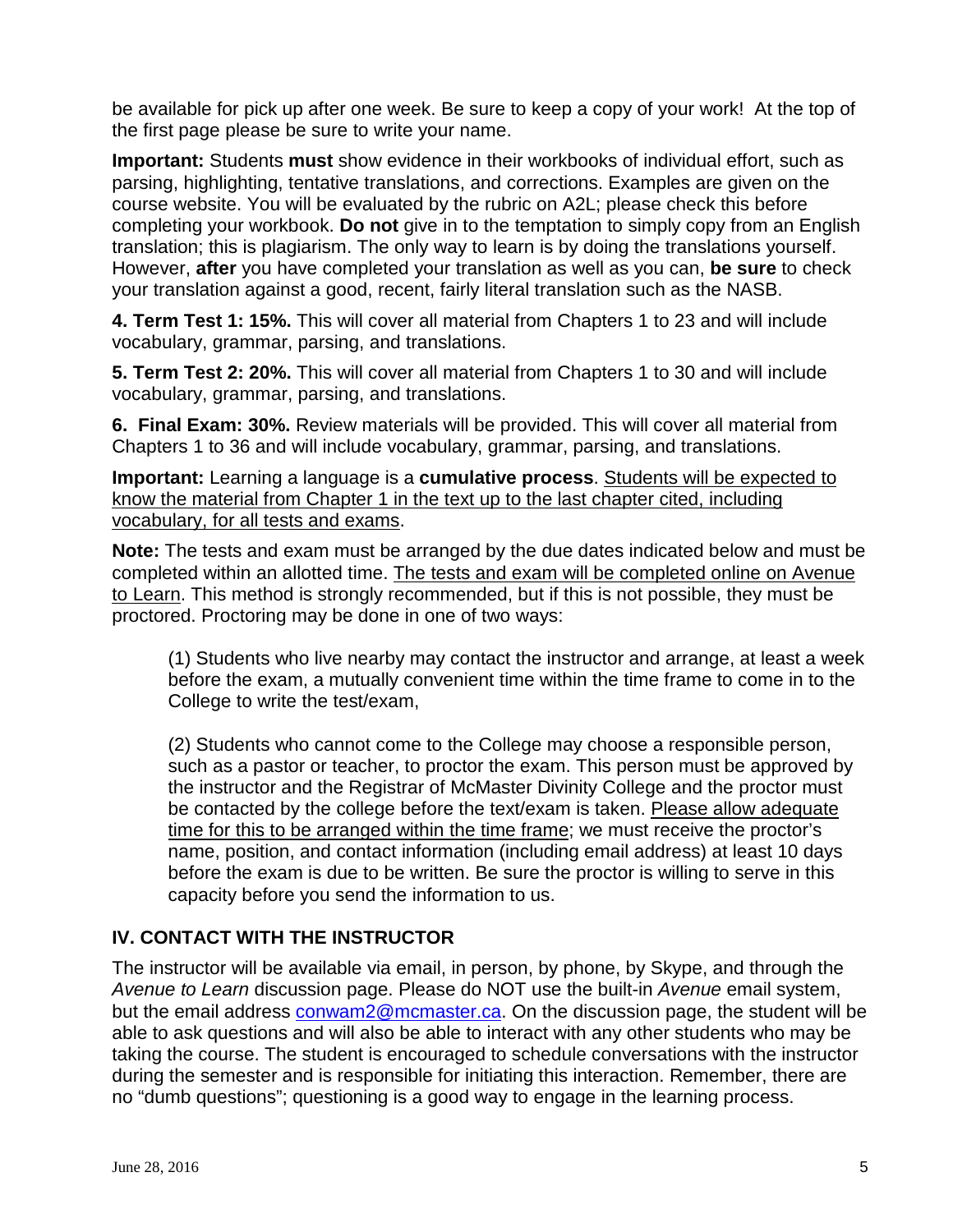be available for pick up after one week. Be sure to keep a copy of your work! At the top of the first page please be sure to write your name.

**Important:** Students **must** show evidence in their workbooks of individual effort, such as parsing, highlighting, tentative translations, and corrections. Examples are given on the course website. You will be evaluated by the rubric on A2L; please check this before completing your workbook. **Do not** give in to the temptation to simply copy from an English translation; this is plagiarism. The only way to learn is by doing the translations yourself. However, **after** you have completed your translation as well as you can, **be sure** to check your translation against a good, recent, fairly literal translation such as the NASB.

**4. Term Test 1: 15%.** This will cover all material from Chapters 1 to 23 and will include vocabulary, grammar, parsing, and translations.

**5. Term Test 2: 20%.** This will cover all material from Chapters 1 to 30 and will include vocabulary, grammar, parsing, and translations.

**6. Final Exam: 30%.** Review materials will be provided. This will cover all material from Chapters 1 to 36 and will include vocabulary, grammar, parsing, and translations.

**Important:** Learning a language is a **cumulative process**. Students will be expected to know the material from Chapter 1 in the text up to the last chapter cited, including vocabulary, for all tests and exams.

**Note:** The tests and exam must be arranged by the due dates indicated below and must be completed within an allotted time. The tests and exam will be completed online on Avenue to Learn. This method is strongly recommended, but if this is not possible, they must be proctored. Proctoring may be done in one of two ways:

> (1) Students who live nearby may contact the instructor and arrange, at least a week before the exam, a mutually convenient time within the time frame to come in to the College to write the test/exam,
>
> (2) Students who cannot come to the College may choose a responsible person, such as a pastor or teacher, to proctor the exam. This person must be approved by the instructor and the Registrar of McMaster Divinity College and the proctor must be contacted by the college before the text/exam is taken. Please allow adequate time for this to be arranged within the time frame; we must receive the proctor's name, position, and contact information (including email address) at least 10 days before the exam is due to be written. Be sure the proctor is willing to serve in this capacity before you send the information to us.

## IV. CONTACT WITH THE INSTRUCTOR

The instructor will be available via email, in person, by phone, by Skype, and through the *Avenue to Learn* discussion page. Please do NOT use the built-in *Avenue* email system, but the email address conwam2@mcmaster.ca. On the discussion page, the student will be able to ask questions and will also be able to interact with any other students who may be taking the course. The student is encouraged to schedule conversations with the instructor during the semester and is responsible for initiating this interaction. Remember, there are no "dumb questions"; questioning is a good way to engage in the learning process.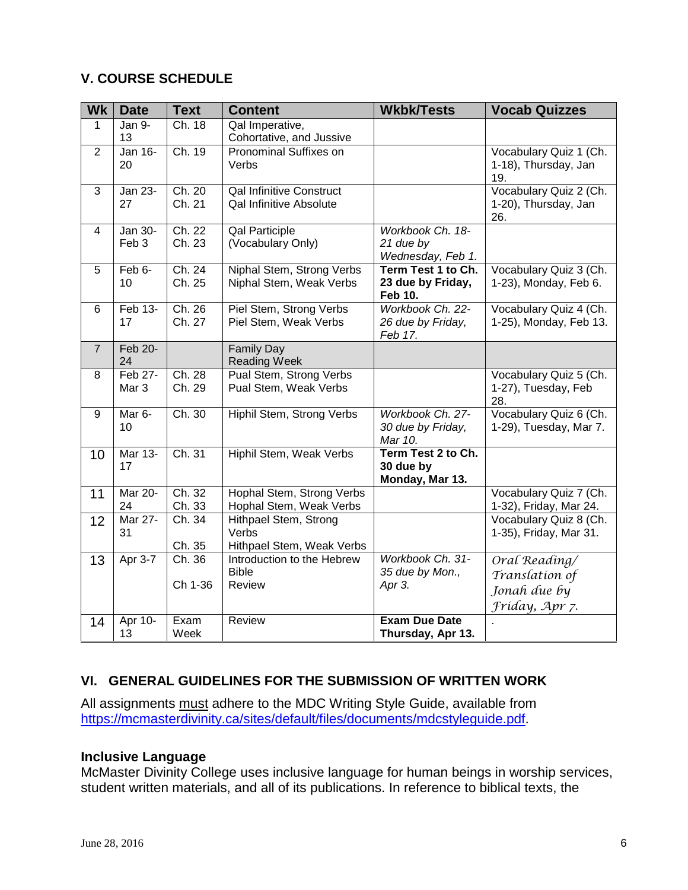## V. COURSE SCHEDULE

| Wk | Date | Text | Content | Wkbk/Tests | Vocab Quizzes |
|---|---|---|---|---|---|
| 1 | Jan 9-13 | Ch. 18 | Qal Imperative, Cohortative, and Jussive | | |
| 2 | Jan 16-20 | Ch. 19 | Pronominal Suffixes on Verbs | | Vocabulary Quiz 1 (Ch. 1-18), Thursday, Jan 19. |
| 3 | Jan 23-27 | Ch. 20<br>Ch. 21 | Qal Infinitive Construct<br>Qal Infinitive Absolute | | Vocabulary Quiz 2 (Ch. 1-20), Thursday, Jan 26. |
| 4 | Jan 30-Feb 3 | Ch. 22<br>Ch. 23 | Qal Participle<br>(Vocabulary Only) | *Workbook Ch. 18-21 due by Wednesday, Feb 1.* | |
| 5 | Feb 6-10 | Ch. 24<br>Ch. 25 | Niphal Stem, Strong Verbs<br>Niphal Stem, Weak Verbs | **Term Test 1 to Ch. 23 due by Friday, Feb 10.** | Vocabulary Quiz 3 (Ch. 1-23), Monday, Feb 6. |
| 6 | Feb 13-17 | Ch. 26<br>Ch. 27 | Piel Stem, Strong Verbs<br>Piel Stem, Weak Verbs | *Workbook Ch. 22-26 due by Friday, Feb 17.* | Vocabulary Quiz 4 (Ch. 1-25), Monday, Feb 13. |
| 7 | Feb 20-24 | | Family Day<br>Reading Week | | |
| 8 | Feb 27-Mar 3 | Ch. 28<br>Ch. 29 | Pual Stem, Strong Verbs<br>Pual Stem, Weak Verbs | | Vocabulary Quiz 5 (Ch. 1-27), Tuesday, Feb 28. |
| 9 | Mar 6-10 | Ch. 30 | Hiphil Stem, Strong Verbs | *Workbook Ch. 27-30 due by Friday, Mar 10.* | Vocabulary Quiz 6 (Ch. 1-29), Tuesday, Mar 7. |
| 10 | Mar 13-17 | Ch. 31 | Hiphil Stem, Weak Verbs | **Term Test 2 to Ch. 30 due by Monday, Mar 13.** | |
| 11 | Mar 20-24 | Ch. 32<br>Ch. 33 | Hophal Stem, Strong Verbs<br>Hophal Stem, Weak Verbs | | Vocabulary Quiz 7 (Ch. 1-32), Friday, Mar 24. |
| 12 | Mar 27-31 | Ch. 34<br>Ch. 35 | Hithpael Stem, Strong Verbs<br>Hithpael Stem, Weak Verbs | | Vocabulary Quiz 8 (Ch. 1-35), Friday, Mar 31. |
| 13 | Apr 3-7 | Ch. 36<br>Ch 1-36 | Introduction to the Hebrew Bible<br>Review | *Workbook Ch. 31-35 due by Mon., Apr 3.* | *Oral Reading/ Translation of Jonah due by Friday, Apr 7.* |
| 14 | Apr 10-13 | Exam Week | Review | **Exam Due Date Thursday, Apr 13.** | . |

## VI. GENERAL GUIDELINES FOR THE SUBMISSION OF WRITTEN WORK

All assignments must adhere to the MDC Writing Style Guide, available from https://mcmasterdivinity.ca/sites/default/files/documents/mdcstyleguide.pdf.

### Inclusive Language

McMaster Divinity College uses inclusive language for human beings in worship services, student written materials, and all of its publications. In reference to biblical texts, the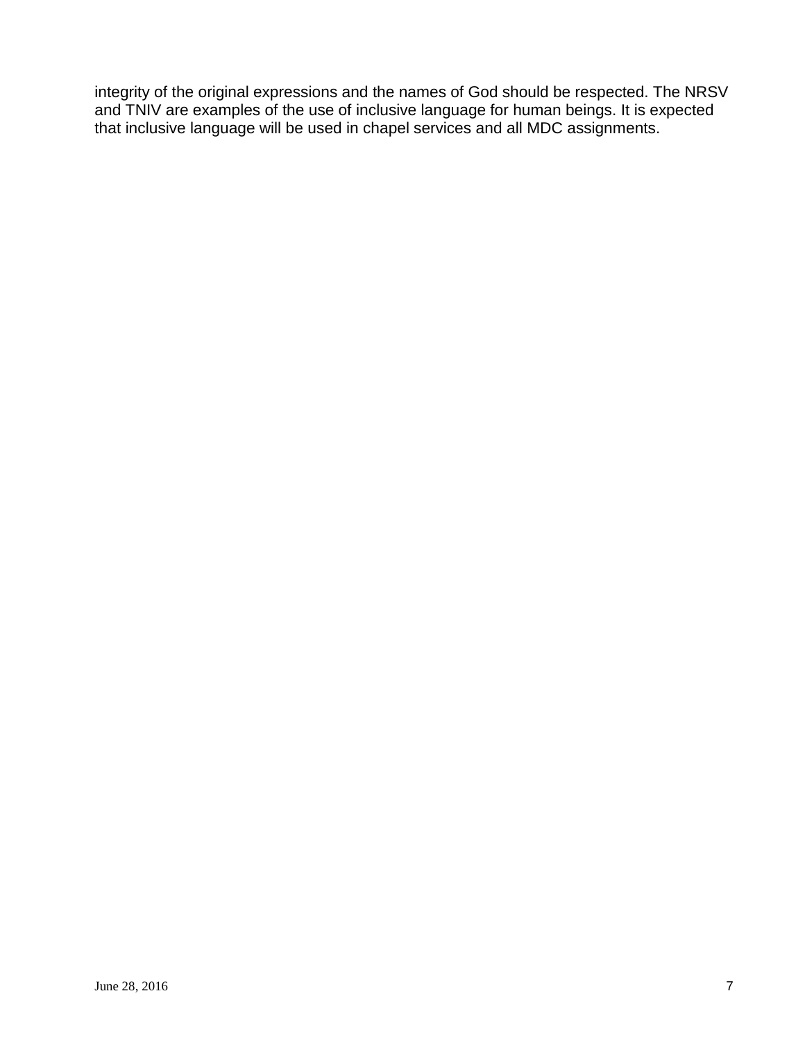integrity of the original expressions and the names of God should be respected. The NRSV and TNIV are examples of the use of inclusive language for human beings. It is expected that inclusive language will be used in chapel services and all MDC assignments.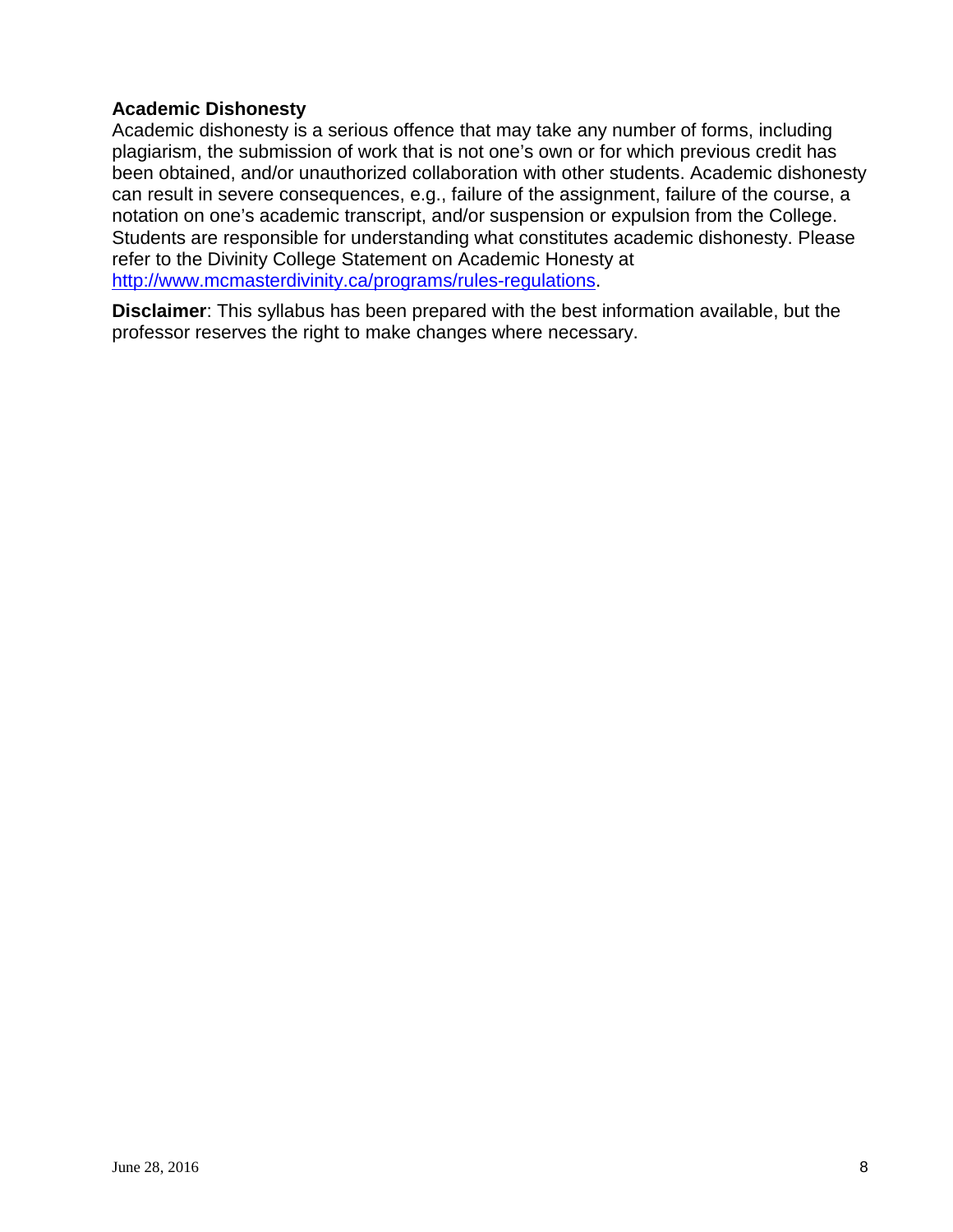**Academic Dishonesty**
Academic dishonesty is a serious offence that may take any number of forms, including plagiarism, the submission of work that is not one's own or for which previous credit has been obtained, and/or unauthorized collaboration with other students. Academic dishonesty can result in severe consequences, e.g., failure of the assignment, failure of the course, a notation on one's academic transcript, and/or suspension or expulsion from the College. Students are responsible for understanding what constitutes academic dishonesty. Please refer to the Divinity College Statement on Academic Honesty at http://www.mcmasterdivinity.ca/programs/rules-regulations.

**Disclaimer**: This syllabus has been prepared with the best information available, but the professor reserves the right to make changes where necessary.